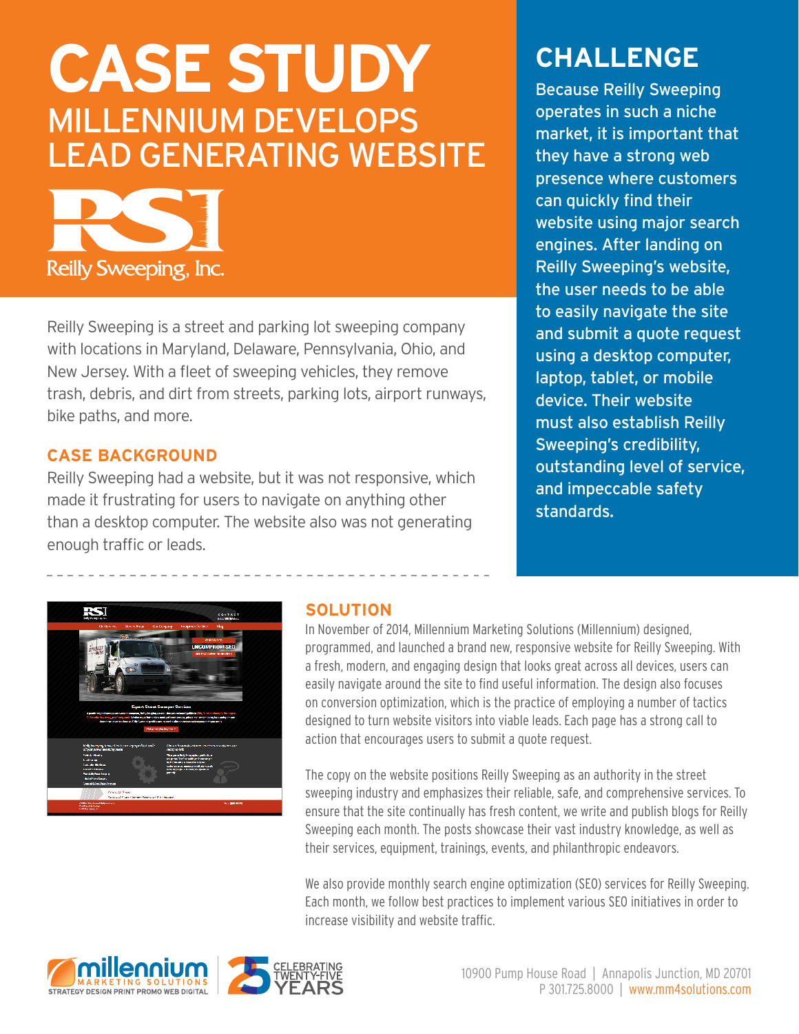# CASE STUDY

## MILLENNIUM DEVELOPS LEAD GENERATING WEBSITE

Reilly Sweeping, Inc.

Reilly Sweeping is a street and parking lot sweeping company with locations in Maryland, Delaware, Pennsylvania, Ohio, and New Jersey. With a fleet of sweeping vehicles, they remove trash, debris, and dirt from streets, parking lots, airport runways, bike paths, and more.

### CASE BACKGROUND

Reilly Sweeping had a website, but it was not responsive, which made it frustrating for users to navigate on anything other than a desktop computer. The website also was not generating enough traffic or leads.

## CHALLENGE

Because Reilly Sweeping operates in such a niche market, it is important that they have a strong web presence where customers can quickly find their website using major search engines. After landing on Reilly Sweeping's website, the user needs to be able to easily navigate the site and submit a quote request using a desktop computer, laptop, tablet, or mobile device. Their website must also establish Reilly Sweeping's credibility, outstanding level of service, and impeccable safety standards.

### SOLUTION

In November of 2014, Millennium Marketing Solutions (Millennium) designed, programmed, and launched a brand new, responsive website for Reilly Sweeping. With a fresh, modern, and engaging design that looks great across all devices, users can easily navigate around the site to find useful information. The design also focuses on conversion optimization, which is the practice of employing a number of tactics designed to turn website visitors into viable leads. Each page has a strong call to action that encourages users to submit a quote request.

The copy on the website positions Reilly Sweeping as an authority in the street sweeping industry and emphasizes their reliable, safe, and comprehensive services. To ensure that the site continually has fresh content, we write and publish blogs for Reilly Sweeping each month. The posts showcase their vast industry knowledge, as well as their services, equipment, trainings, events, and philanthropic endeavors.

We also provide monthly search engine optimization (SEO) services for Reilly Sweeping. Each month, we follow best practices to implement various SEO initiatives in order to increase visibility and website traffic.

millennium MARKETING SOLUTIONS — STRATEGY DESIGN PRINT PROMO WEB DIGITAL | CELEBRATING TWENTY-FIVE YEARS

10900 Pump House Road | Annapolis Junction, MD 20701
P 301.725.8000 | www.mm4solutions.com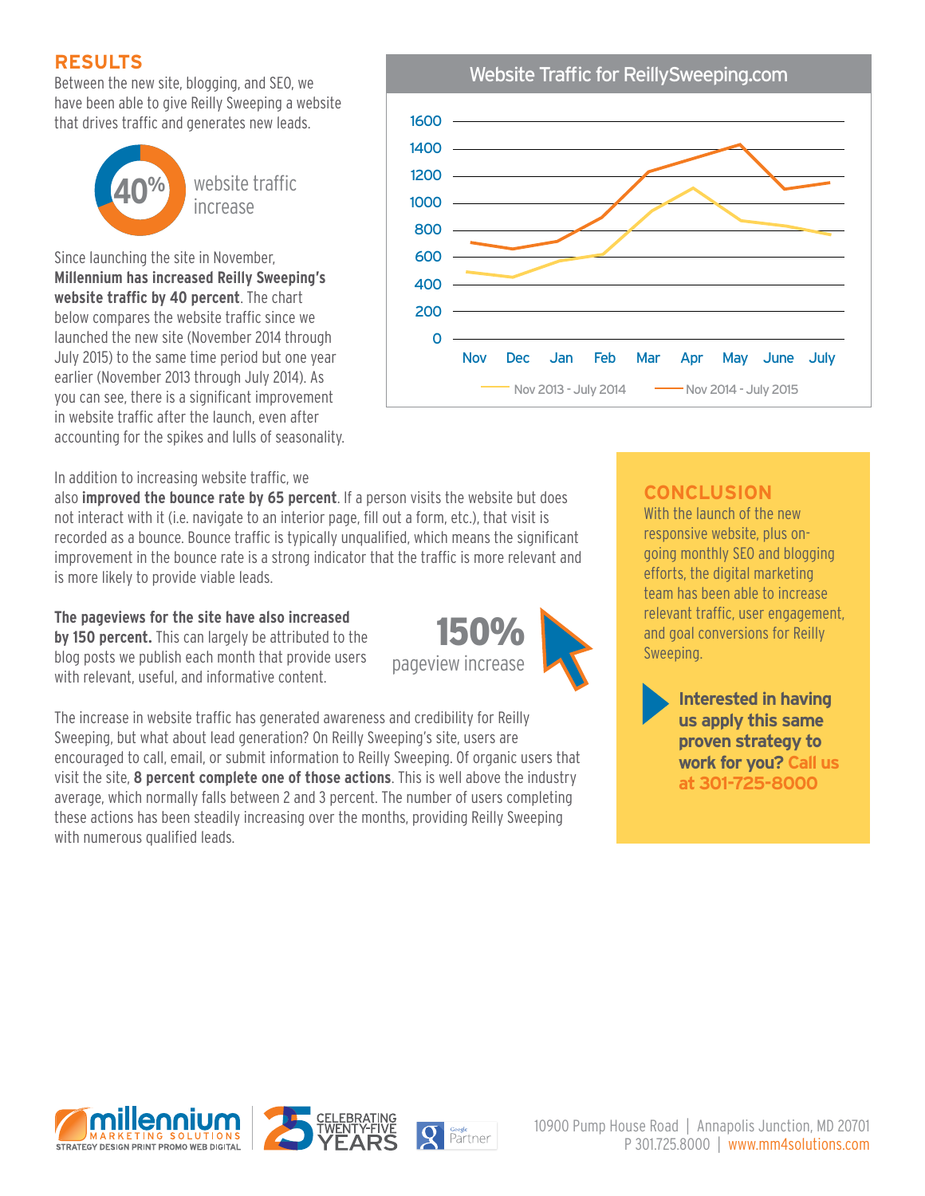## RESULTS

Between the new site, blogging, and SEO, we have been able to give Reilly Sweeping a website that drives traffic and generates new leads.

40% website traffic increase

Since launching the site in November, **Millennium has increased Reilly Sweeping's website traffic by 40 percent**. The chart below compares the website traffic since we launched the new site (November 2014 through July 2015) to the same time period but one year earlier (November 2013 through July 2014). As you can see, there is a significant improvement in website traffic after the launch, even after accounting for the spikes and lulls of seasonality.

Website Traffic for ReillySweeping.com

1600
1400
1200
1000
800
600
400
200
0

Nov Dec Jan Feb Mar Apr May June July

Nov 2013 - July 2014
Nov 2014 - July 2015

In addition to increasing website traffic, we also **improved the bounce rate by 65 percent**. If a person visits the website but does not interact with it (i.e. navigate to an interior page, fill out a form, etc.), that visit is recorded as a bounce. Bounce traffic is typically unqualified, which means the significant improvement in the bounce rate is a strong indicator that the traffic is more relevant and is more likely to provide viable leads.

**The pageviews for the site have also increased by 150 percent.** This can largely be attributed to the blog posts we publish each month that provide users with relevant, useful, and informative content.

150% pageview increase

The increase in website traffic has generated awareness and credibility for Reilly Sweeping, but what about lead generation? On Reilly Sweeping's site, users are encouraged to call, email, or submit information to Reilly Sweeping. Of organic users that visit the site, **8 percent complete one of those actions**. This is well above the industry average, which normally falls between 2 and 3 percent. The number of users completing these actions has been steadily increasing over the months, providing Reilly Sweeping with numerous qualified leads.

## CONCLUSION

With the launch of the new responsive website, plus on-going monthly SEO and blogging efforts, the digital marketing team has been able to increase relevant traffic, user engagement, and goal conversions for Reilly Sweeping.

**Interested in having us apply this same proven strategy to work for you? Call us at 301-725-8000**

millennium MARKETING SOLUTIONS
STRATEGY DESIGN PRINT PROMO WEB DIGITAL

CELEBRATING TWENTY-FIVE YEARS

Google Partner

10900 Pump House Road | Annapolis Junction, MD 20701
P 301.725.8000 | www.mm4solutions.com